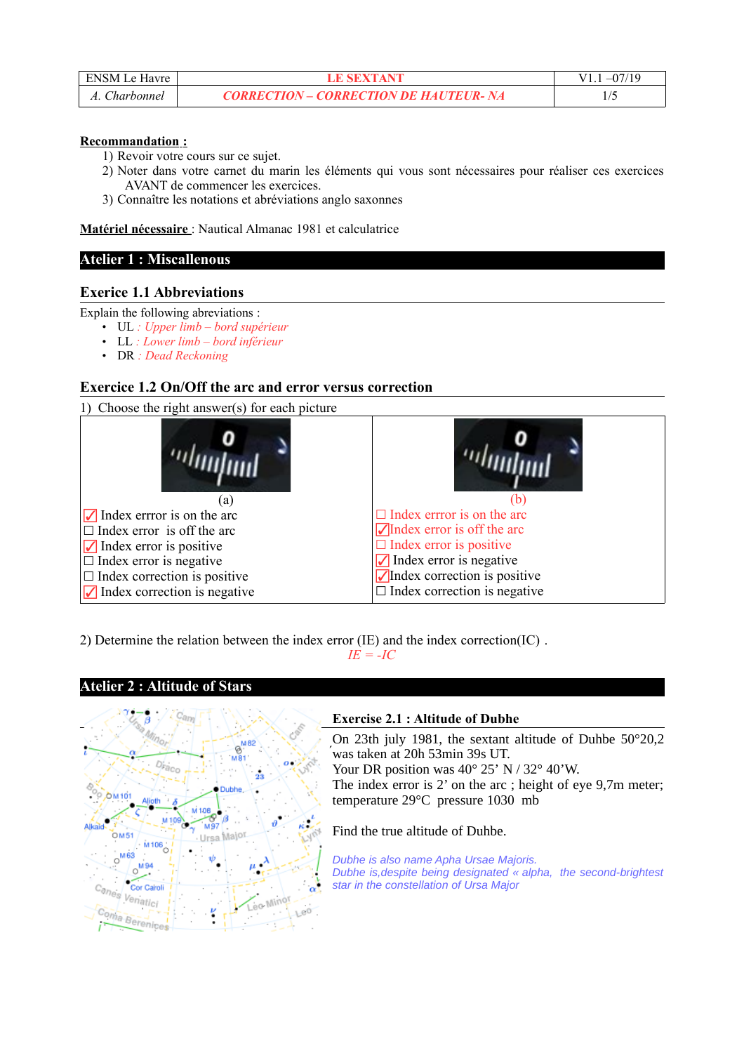Recommandation :

1) Revoir votre cours sur ce sujet.
2) Noter dans votre carnet du marin les éléments qui vous sont nécessaires pour réaliser ces exercices AVANT de commencer les exercices.
3) Connaître les notations et abréviations anglo saxonnes

**Matériel nécessaire** : Nautical Almanac 1981 et calculatrice

## Atelier 1 : Miscallenous

### Exerice 1.1 Abbreviations

Explain the following abreviations :

- UL : *Upper limb – bord supérieur*
- LL : *Lower limb – bord inférieur*
- DR : *Dead Reckoning*

### Exercice 1.2 On/Off the arc and error versus correction

1) Choose the right answer(s) for each picture

| (a) | (b) |
| --- | --- |
| ☑ Index errror is on the arc | ☐ Index errror is on the arc |
| ☐ Index error is off the arc | ☑ Index error is off the arc |
| ☑ Index error is positive | ☐ Index error is positive |
| ☐ Index error is negative | ☑ Index error is negative |
| ☐ Index correction is positive | ☑ Index correction is positive |
| ☑ Index correction is negative | ☐ Index correction is negative |

2) Determine the relation between the index error (IE) and the index correction(IC) .

*IE = -IC*

## Atelier 2 : Altitude of Stars

### Exercise 2.1 : Altitude of Dubhe

On 23th july 1981, the sextant altitude of Dubhe 50°20,2 was taken at 20h 53min 39s UT.
Your DR position was 40° 25' N / 32° 40'W.
The index error is 2' on the arc ; height of eye 9,7m meter; temperature 29°C pressure 1030 mb

Find the true altitude of Dubhe.

*Dubhe is also name Apha Ursae Majoris.*
*Dubhe is,despite being designated « alpha, the second-brightest star in the constellation of Ursa Major*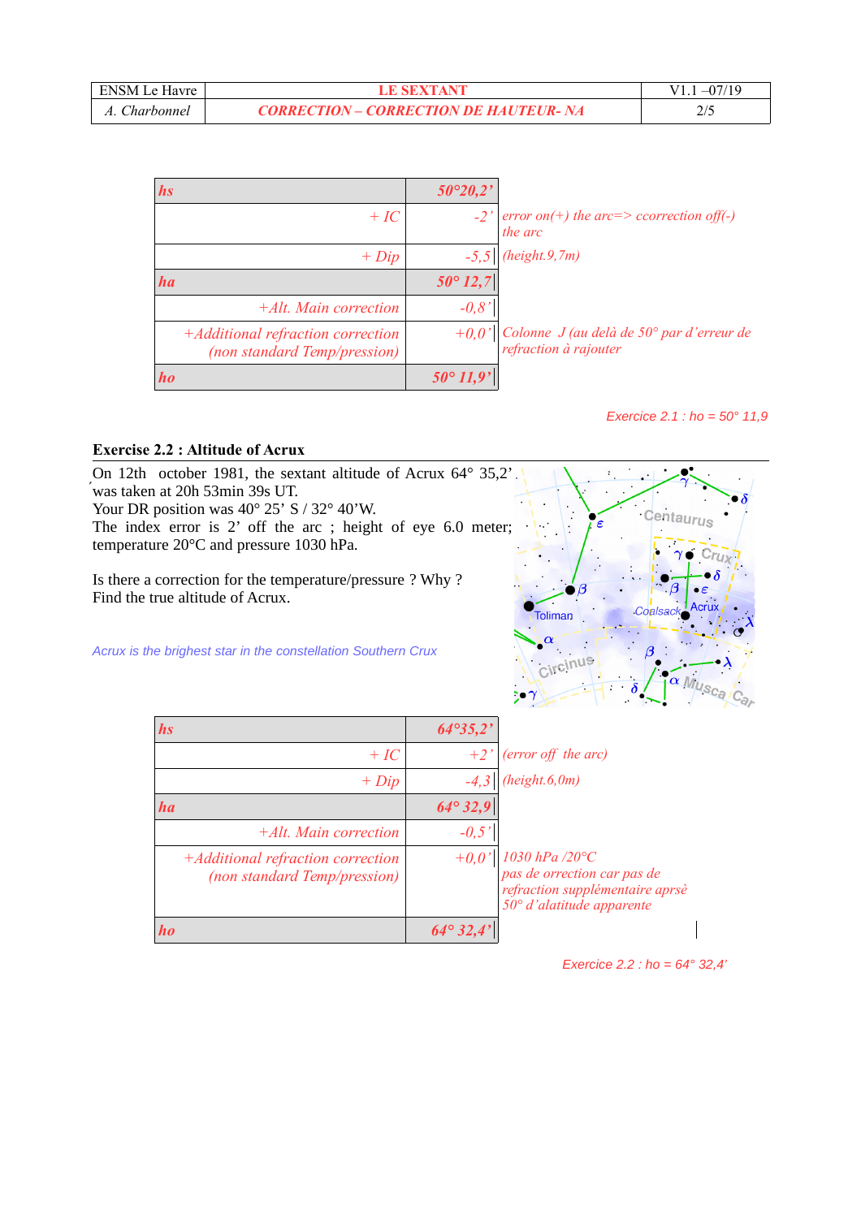| **hs** | **50°20,2'** | |
|---|---|---|
| + IC | -2' | error on(+) the arc=> ccorrection off(-) the arc |
| + Dip | -5,5 | (height.9,7m) |
| **ha** | **50° 12,7** | |
| +Alt. Main correction | -0,8' | |
| +Additional refraction correction (non standard Temp/pression) | +0,0' | Colonne J (au delà de 50° par d'erreur de refraction à rajouter |
| **ho** | **50° 11,9'** | |

*Exercice 2.1 : ho = 50° 11,9*

**Exercise 2.2 : Altitude of Acrux**

On 12th october 1981, the sextant altitude of Acrux 64° 35,2' was taken at 20h 53min 39s UT.
Your DR position was 40° 25' S / 32° 40'W.
The index error is 2' off the arc ; height of eye 6.0 meter; temperature 20°C and pressure 1030 hPa.

Is there a correction for the temperature/pressure ? Why ?
Find the true altitude of Acrux.

*Acrux is the brighest star in the constellation Southern Crux*

| **hs** | **64°35,2'** | |
|---|---|---|
| + IC | +2' | (error off the arc) |
| + Dip | -4,3 | (height.6,0m) |
| **ha** | **64° 32,9** | |
| +Alt. Main correction | -0,5' | |
| +Additional refraction correction (non standard Temp/pression) | +0,0' | 1030 hPa /20°C pas de orrection car pas de refraction supplémentaire aprsè 50° d'alatitude apparente |
| **ho** | **64° 32,4'** | |

*Exercice 2.2 : ho = 64° 32,4'*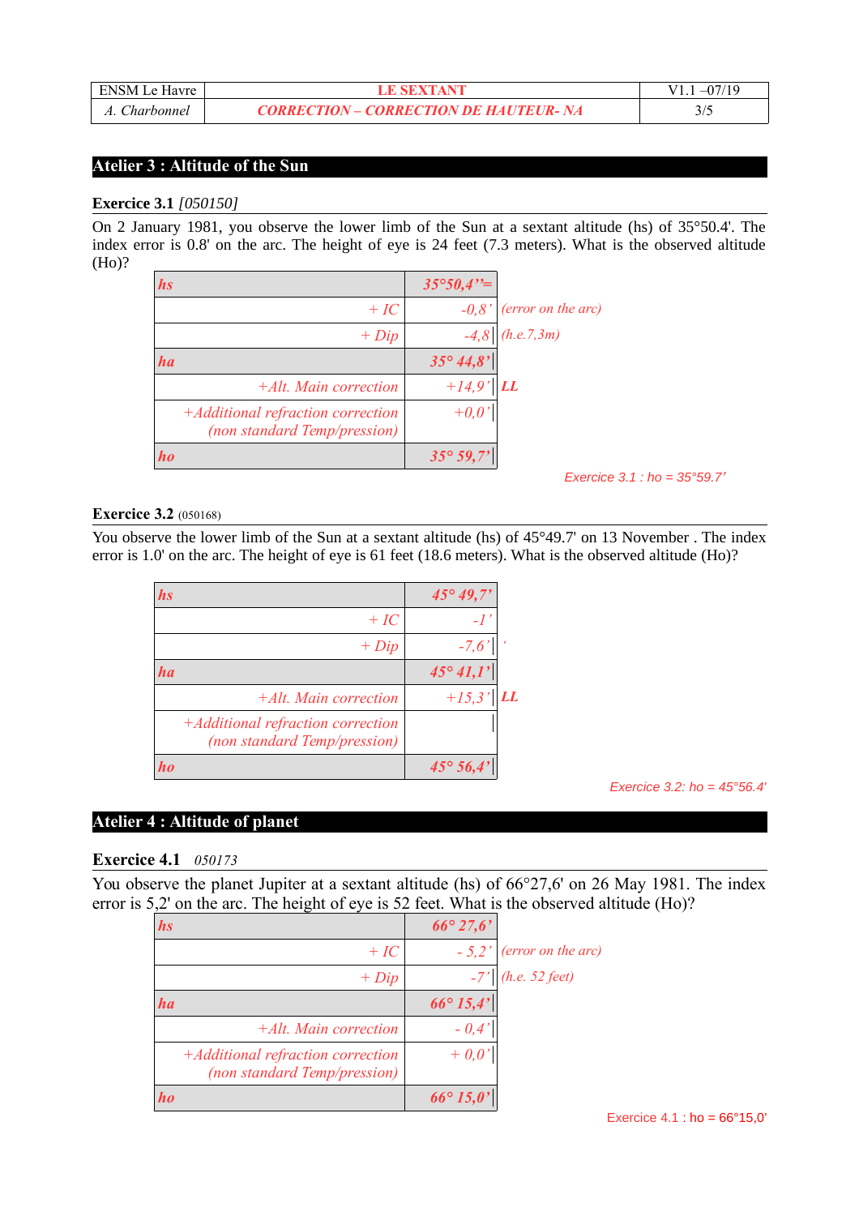## Atelier 3 : Altitude of the Sun

### Exercice 3.1 *[050150]*

On 2 January 1981, you observe the lower limb of the Sun at a sextant altitude (hs) of 35°50.4'. The index error is 0.8' on the arc. The height of eye is 24 feet (7.3 meters). What is the observed altitude (Ho)?

| | | |
|---|---|---|
| ***hs*** | *35°50,4''=* | |
| *+ IC* | *-0,8'* | *(error on the arc)* |
| *+ Dip* | *-4,8* | *(h.e.7,3m)* |
| ***ha*** | ***35° 44,8'*** | |
| *+Alt. Main correction* | *+14,9'* | ***LL*** |
| *+Additional refraction correction (non standard Temp/pression)* | *+0,0'* | |
| ***ho*** | ***35° 59,7'*** | |

Exercice 3.1 : ho = 35°59.7'

### Exercice 3.2 (050168)

You observe the lower limb of the Sun at a sextant altitude (hs) of 45°49.7' on 13 November . The index error is 1.0' on the arc. The height of eye is 61 feet (18.6 meters). What is the observed altitude (Ho)?

| | | |
|---|---|---|
| ***hs*** | ***45° 49,7'*** | |
| *+ IC* | *-1'* | |
| *+ Dip* | *-7,6'* | *'* |
| ***ha*** | ***45° 41,1'*** | |
| *+Alt. Main correction* | *+15,3'* | ***LL*** |
| *+Additional refraction correction (non standard Temp/pression)* | | |
| ***ho*** | ***45° 56,4'*** | |

Exercice 3.2: ho = 45°56.4'

## Atelier 4 : Altitude of planet

### Exercice 4.1 *050173*

You observe the planet Jupiter at a sextant altitude (hs) of 66°27,6' on 26 May 1981. The index error is 5,2' on the arc. The height of eye is 52 feet. What is the observed altitude (Ho)?

| | | |
|---|---|---|
| ***hs*** | ***66° 27,6'*** | |
| *+ IC* | *- 5,2'* | *(error on the arc)* |
| *+ Dip* | *-7'* | *(h.e. 52 feet)* |
| ***ha*** | ***66° 15,4'*** | |
| *+Alt. Main correction* | *- 0,4'* | |
| *+Additional refraction correction (non standard Temp/pression)* | *+ 0,0'* | |
| ***ho*** | ***66° 15,0'*** | |

Exercice 4.1 : ho = 66°15,0'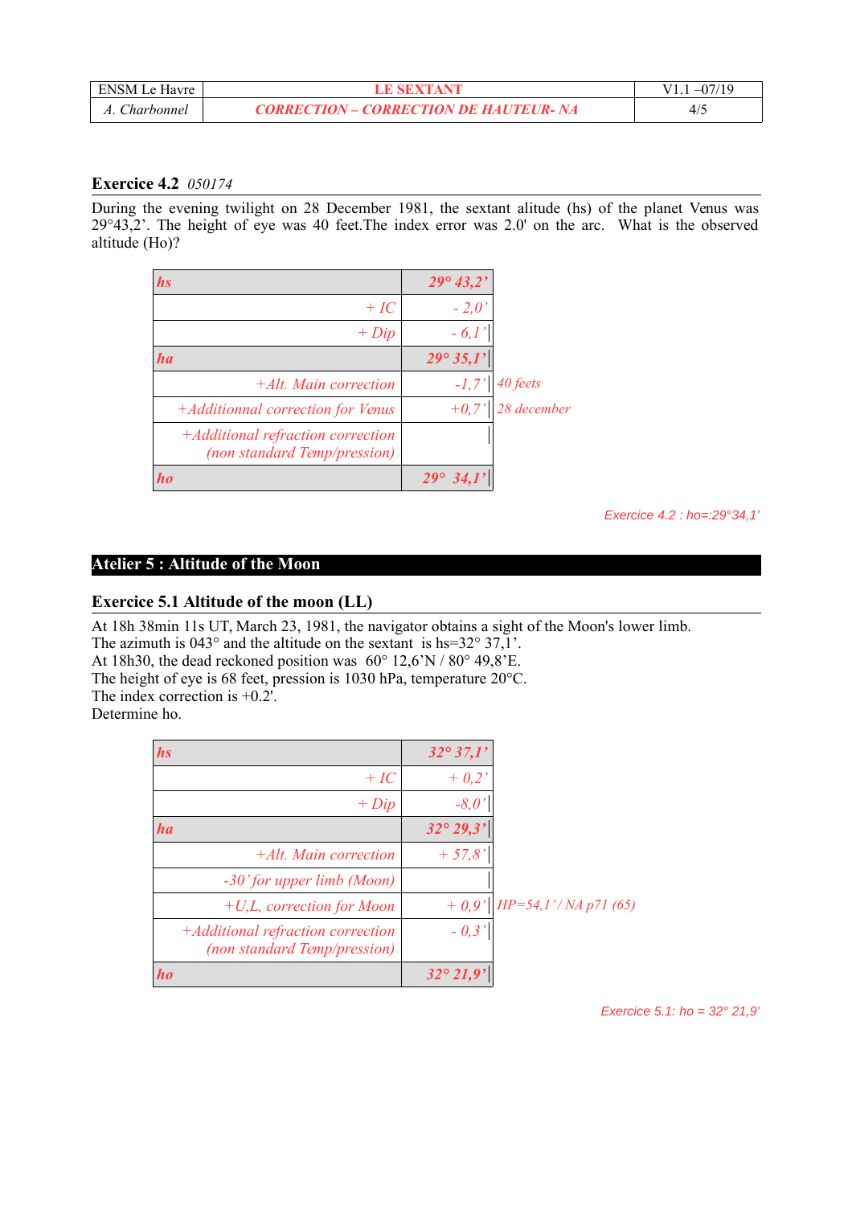### Exercice 4.2 *050174*

During the evening twilight on 28 December 1981, the sextant altitude (hs) of the planet Venus was 29°43,2'. The height of eye was 40 feet.The index error was 2.0' on the arc. What is the observed altitude (Ho)?

| ***hs*** | ***29° 43,2'*** | |
|---|---|---|
| *+ IC* | *- 2,0'* | |
| *+ Dip* | *- 6,1'* | |
| ***ha*** | ***29° 35,1'*** | |
| *+Alt. Main correction* | *-1,7'* | *40 feets* |
| *+Additionnal correction for Venus* | *+0,7'* | *28 december* |
| *+Additional refraction correction (non standard Temp/pression)* | | |
| ***ho*** | ***29° 34,1'*** | |

*Exercice 4.2 : ho=:29°34,1'*

## Atelier 5 : Altitude of the Moon

### Exercice 5.1 Altitude of the moon (LL)

At 18h 38min 11s UT, March 23, 1981, the navigator obtains a sight of the Moon's lower limb.
The azimuth is 043° and the altitude on the sextant is hs=32° 37,1'.
At 18h30, the dead reckoned position was 60° 12,6'N / 80° 49,8'E.
The height of eye is 68 feet, pression is 1030 hPa, temperature 20°C.
The index correction is +0.2'.
Determine ho.

| ***hs*** | ***32° 37,1'*** | |
|---|---|---|
| *+ IC* | *+ 0,2'* | |
| *+ Dip* | *-8,0'* | |
| ***ha*** | ***32° 29,3'*** | |
| *+Alt. Main correction* | *+ 57,8'* | |
| *-30' for upper limb (Moon)* | | |
| *+U,L, correction for Moon* | *+ 0,9'* | *HP=54,1' / NA p71 (65)* |
| *+Additional refraction correction (non standard Temp/pression)* | *- 0,3'* | |
| ***ho*** | ***32° 21,9'*** | |

*Exercice 5.1: ho = 32° 21,9'*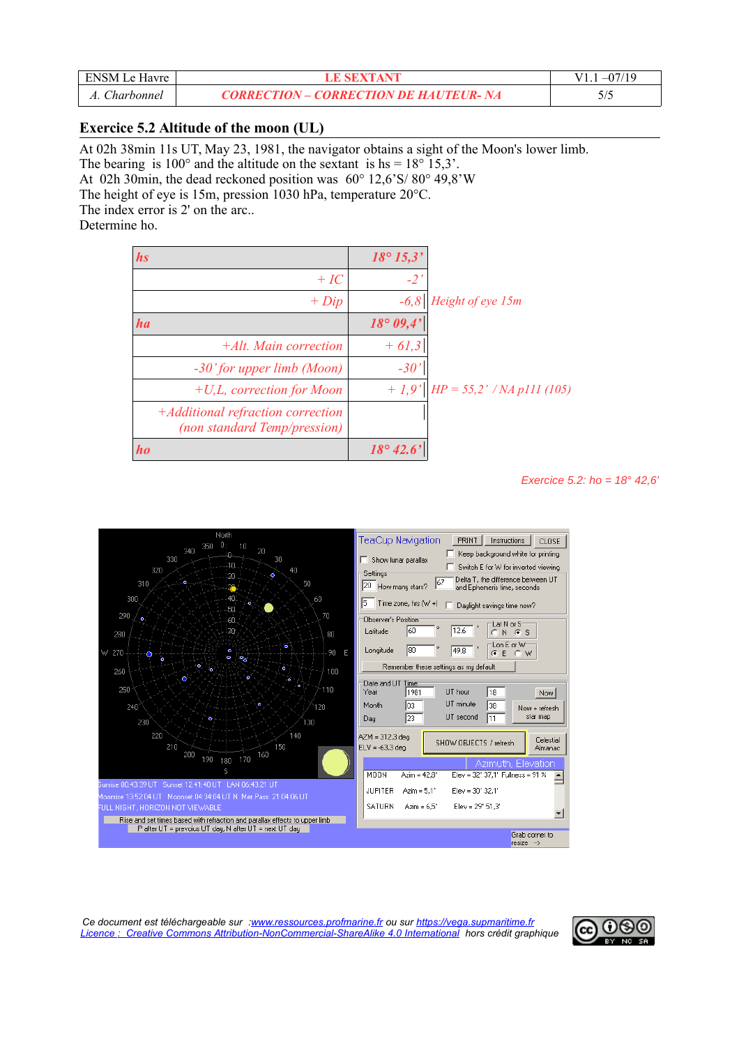### Exercice 5.2 Altitude of the moon (UL)

At 02h 38min 11s UT, May 23, 1981, the navigator obtains a sight of the Moon's lower limb.
The bearing is 100° and the altitude on the sextant is hs = 18° 15,3'.
At 02h 30min, the dead reckoned position was 60° 12,6'S/ 80° 49,8'W
The height of eye is 15m, pression 1030 hPa, temperature 20°C.
The index error is 2' on the arc..
Determine ho.

| | | |
|---|---|---|
| ***hs*** | *18° 15,3'* | |
| *+ IC* | *-2'* | |
| *+ Dip* | *-6,8* | *Height of eye 15m* |
| ***ha*** | *18° 09,4'* | |
| *+Alt. Main correction* | *+ 61,3* | |
| *-30' for upper limb (Moon)* | *-30'* | |
| *+U,L, correction for Moon* | *+ 1,9'* | *HP = 55,2' / NA p111 (105)* |
| *+Additional refraction correction (non standard Temp/pression)* | | |
| ***ho*** | *18° 42.6'* | |

*Exercice 5.2: ho = 18° 42,6'*

North
350 0 10 20 30 40 50 60 70 80 90 E 100 110 120 130 140 150 160 170 180 190 200 210 220 230 240 250 260 W 270 280 290 300 310 320 330 340
S

Sunrise 00:43:39 UT Sunset 12:41:40 UT LAN 06:43:21 UT
Moonrise 13:52:04 UT Moonset 04:34:04 UT N Mer Pass: 21:04:06 UT
FULL NIGHT, HORIZON NOT VIEWABLE
Rise and set times based with refraction and parallax effects to upper limb
P after UT = previous UT day, N after UT = next UT day

TeaCup Navigation PRINT Instructions CLOSE
Show lunar parallax
Keep background white for printing
Switch E for W for inverted viewing
Settings
20 How many stars?
67 Delta T, the difference between UT and Ephemeris time, seconds
5 Time zone, hrs (W +)
Daylight savings time now?
Observer's Position
Latitude 60 ° 12.6 ' Lat N or S: N S
Longitude 80 ° 49.8 ' Lon E or W: E W
Remember these settings as my default
Date and UT Time
Year 1981 UT hour 18 Now
Month 03 UT minute 30 Now + refresh star map
Day 23 UT second 11
AZM = 312.3 deg
ELV = -63.3 deg
SHOW OBJECTS / refresh
Celestial Almanac
Azimuth, Elevation
MOON Azim = 42,8° Elev = 32° 37,1' Fullness = 91 %
JUPITER Azim = 5,1° Elev = 30° 32,1'
SATURN Azim = 6,5° Elev = 29° 51,3'
Grab corner to resize -->

Ce document est téléchargeable sur :www.ressources.profmarine.fr ou sur https://vega.supmaritime.fr
Licence : Creative Commons Attribution-NonCommercial-ShareAlike 4.0 International hors crédit graphique